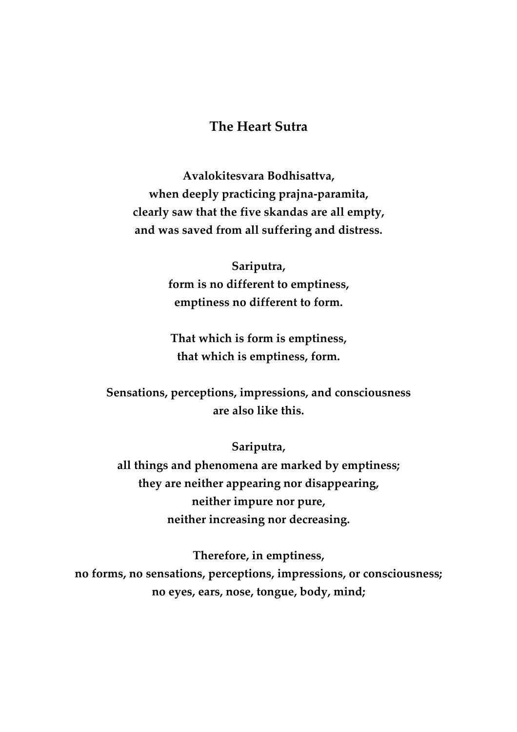# The Heart Sutra

**Avalokitesvara Bodhisattva,**
**when deeply practicing prajna-paramita,**
**clearly saw that the five skandas are all empty,**
**and was saved from all suffering and distress.**

**Sariputra,**
**form is no different to emptiness,**
**emptiness no different to form.**

**That which is form is emptiness,**
**that which is emptiness, form.**

**Sensations, perceptions, impressions, and consciousness**
**are also like this.**

**Sariputra,**
**all things and phenomena are marked by emptiness;**
**they are neither appearing nor disappearing,**
**neither impure nor pure,**
**neither increasing nor decreasing.**

**Therefore, in emptiness,**
**no forms, no sensations, perceptions, impressions, or consciousness;**
**no eyes, ears, nose, tongue, body, mind;**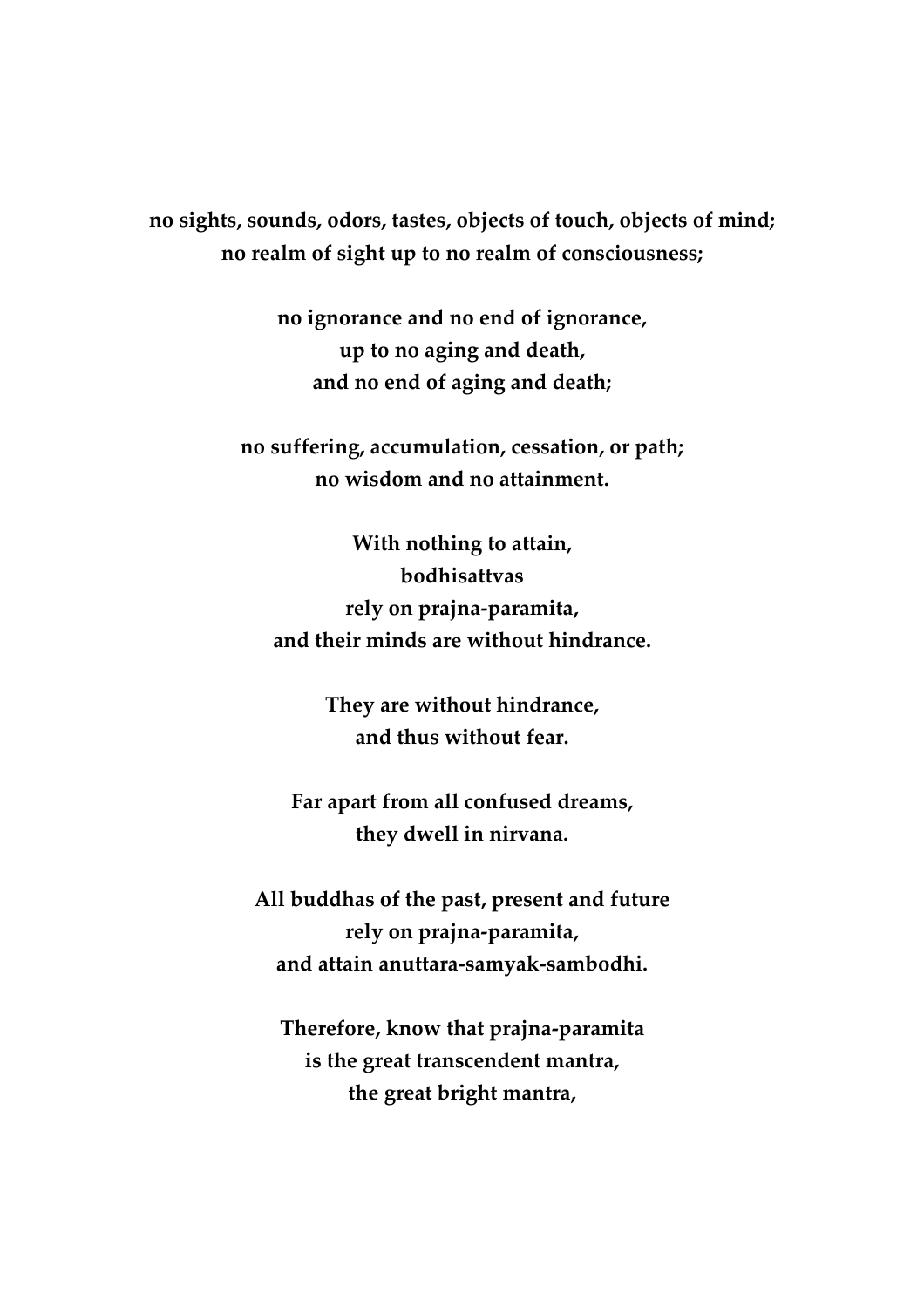**no sights, sounds, odors, tastes, objects of touch, objects of mind;**
**no realm of sight up to no realm of consciousness;**

**no ignorance and no end of ignorance,**
**up to no aging and death,**
**and no end of aging and death;**

**no suffering, accumulation, cessation, or path;**
**no wisdom and no attainment.**

**With nothing to attain,**
**bodhisattvas**
**rely on prajna-paramita,**
**and their minds are without hindrance.**

**They are without hindrance,**
**and thus without fear.**

**Far apart from all confused dreams,**
**they dwell in nirvana.**

**All buddhas of the past, present and future**
**rely on prajna-paramita,**
**and attain anuttara-samyak-sambodhi.**

**Therefore, know that prajna-paramita**
**is the great transcendent mantra,**
**the great bright mantra,**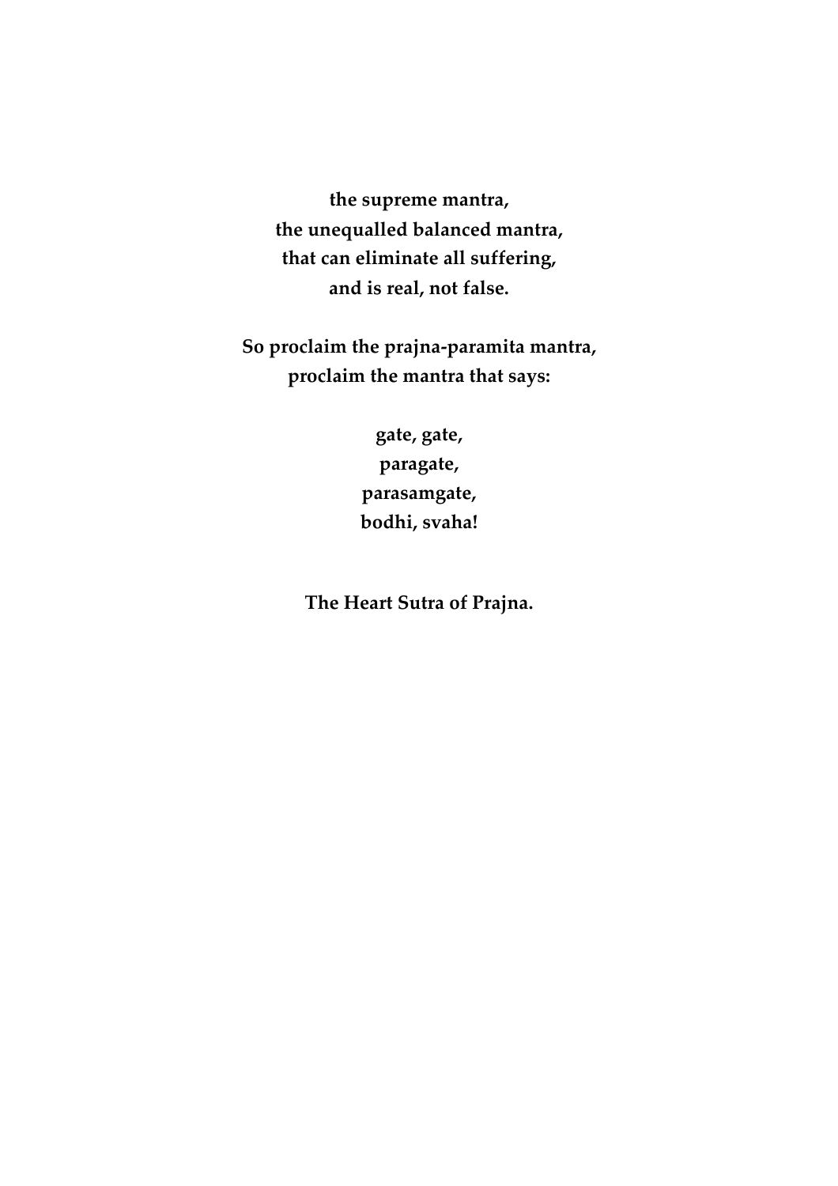**the supreme mantra,**
**the unequalled balanced mantra,**
**that can eliminate all suffering,**
**and is real, not false.**

**So proclaim the prajna-paramita mantra,**
**proclaim the mantra that says:**

**gate, gate,**
**paragate,**
**parasamgate,**
**bodhi, svaha!**

**The Heart Sutra of Prajna.**